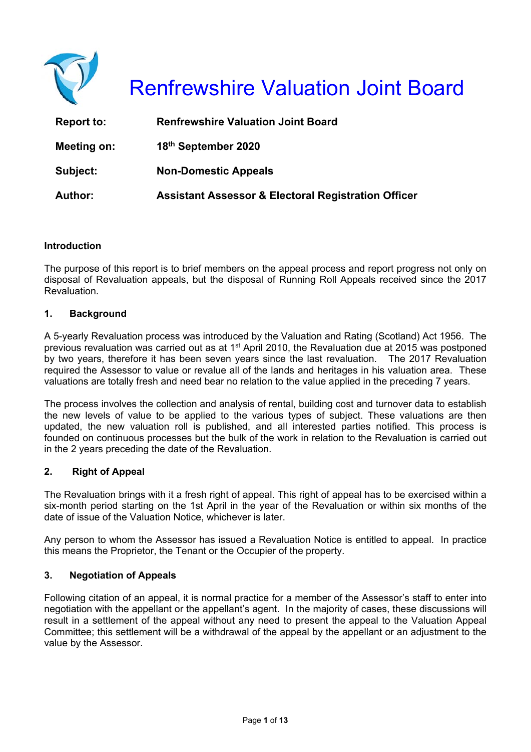# Renfrewshire Valuation Joint Board

| | |
|---|---|
| **Report to:** | **Renfrewshire Valuation Joint Board** |
| **Meeting on:** | **18th September 2020** |
| **Subject:** | **Non-Domestic Appeals** |
| **Author:** | **Assistant Assessor & Electoral Registration Officer** |

**Introduction**

The purpose of this report is to brief members on the appeal process and report progress not only on disposal of Revaluation appeals, but the disposal of Running Roll Appeals received since the 2017 Revaluation.

## 1. Background

A 5-yearly Revaluation process was introduced by the Valuation and Rating (Scotland) Act 1956. The previous revaluation was carried out as at 1st April 2010, the Revaluation due at 2015 was postponed by two years, therefore it has been seven years since the last revaluation. The 2017 Revaluation required the Assessor to value or revalue all of the lands and heritages in his valuation area. These valuations are totally fresh and need bear no relation to the value applied in the preceding 7 years.

The process involves the collection and analysis of rental, building cost and turnover data to establish the new levels of value to be applied to the various types of subject. These valuations are then updated, the new valuation roll is published, and all interested parties notified. This process is founded on continuous processes but the bulk of the work in relation to the Revaluation is carried out in the 2 years preceding the date of the Revaluation.

## 2. Right of Appeal

The Revaluation brings with it a fresh right of appeal. This right of appeal has to be exercised within a six-month period starting on the 1st April in the year of the Revaluation or within six months of the date of issue of the Valuation Notice, whichever is later.

Any person to whom the Assessor has issued a Revaluation Notice is entitled to appeal. In practice this means the Proprietor, the Tenant or the Occupier of the property.

## 3. Negotiation of Appeals

Following citation of an appeal, it is normal practice for a member of the Assessor's staff to enter into negotiation with the appellant or the appellant's agent. In the majority of cases, these discussions will result in a settlement of the appeal without any need to present the appeal to the Valuation Appeal Committee; this settlement will be a withdrawal of the appeal by the appellant or an adjustment to the value by the Assessor.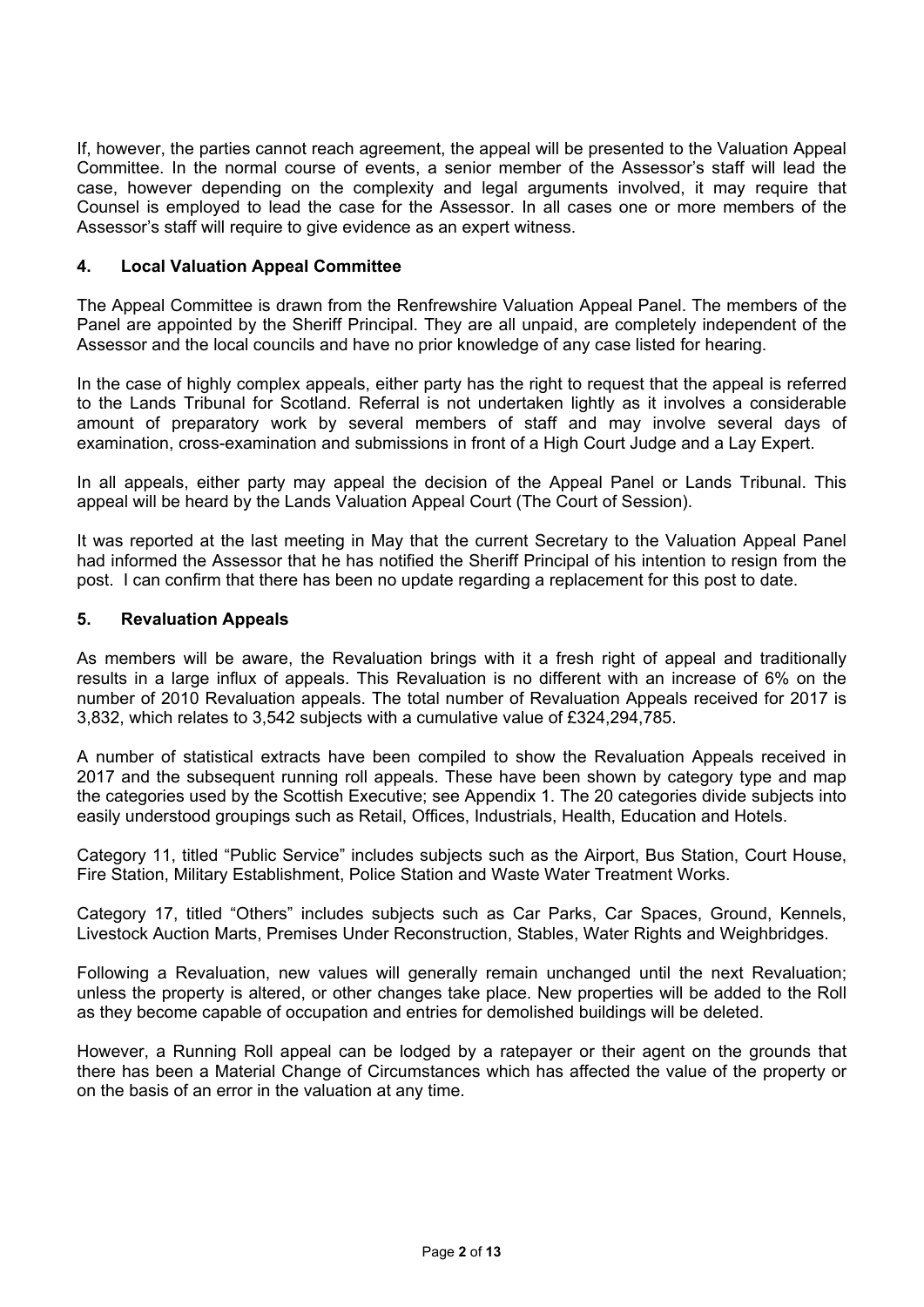If, however, the parties cannot reach agreement, the appeal will be presented to the Valuation Appeal Committee. In the normal course of events, a senior member of the Assessor's staff will lead the case, however depending on the complexity and legal arguments involved, it may require that Counsel is employed to lead the case for the Assessor. In all cases one or more members of the Assessor's staff will require to give evidence as an expert witness.

## 4. Local Valuation Appeal Committee

The Appeal Committee is drawn from the Renfrewshire Valuation Appeal Panel. The members of the Panel are appointed by the Sheriff Principal. They are all unpaid, are completely independent of the Assessor and the local councils and have no prior knowledge of any case listed for hearing.

In the case of highly complex appeals, either party has the right to request that the appeal is referred to the Lands Tribunal for Scotland. Referral is not undertaken lightly as it involves a considerable amount of preparatory work by several members of staff and may involve several days of examination, cross-examination and submissions in front of a High Court Judge and a Lay Expert.

In all appeals, either party may appeal the decision of the Appeal Panel or Lands Tribunal. This appeal will be heard by the Lands Valuation Appeal Court (The Court of Session).

It was reported at the last meeting in May that the current Secretary to the Valuation Appeal Panel had informed the Assessor that he has notified the Sheriff Principal of his intention to resign from the post. I can confirm that there has been no update regarding a replacement for this post to date.

## 5. Revaluation Appeals

As members will be aware, the Revaluation brings with it a fresh right of appeal and traditionally results in a large influx of appeals. This Revaluation is no different with an increase of 6% on the number of 2010 Revaluation appeals. The total number of Revaluation Appeals received for 2017 is 3,832, which relates to 3,542 subjects with a cumulative value of £324,294,785.

A number of statistical extracts have been compiled to show the Revaluation Appeals received in 2017 and the subsequent running roll appeals. These have been shown by category type and map the categories used by the Scottish Executive; see Appendix 1. The 20 categories divide subjects into easily understood groupings such as Retail, Offices, Industrials, Health, Education and Hotels.

Category 11, titled "Public Service" includes subjects such as the Airport, Bus Station, Court House, Fire Station, Military Establishment, Police Station and Waste Water Treatment Works.

Category 17, titled "Others" includes subjects such as Car Parks, Car Spaces, Ground, Kennels, Livestock Auction Marts, Premises Under Reconstruction, Stables, Water Rights and Weighbridges.

Following a Revaluation, new values will generally remain unchanged until the next Revaluation; unless the property is altered, or other changes take place. New properties will be added to the Roll as they become capable of occupation and entries for demolished buildings will be deleted.

However, a Running Roll appeal can be lodged by a ratepayer or their agent on the grounds that there has been a Material Change of Circumstances which has affected the value of the property or on the basis of an error in the valuation at any time.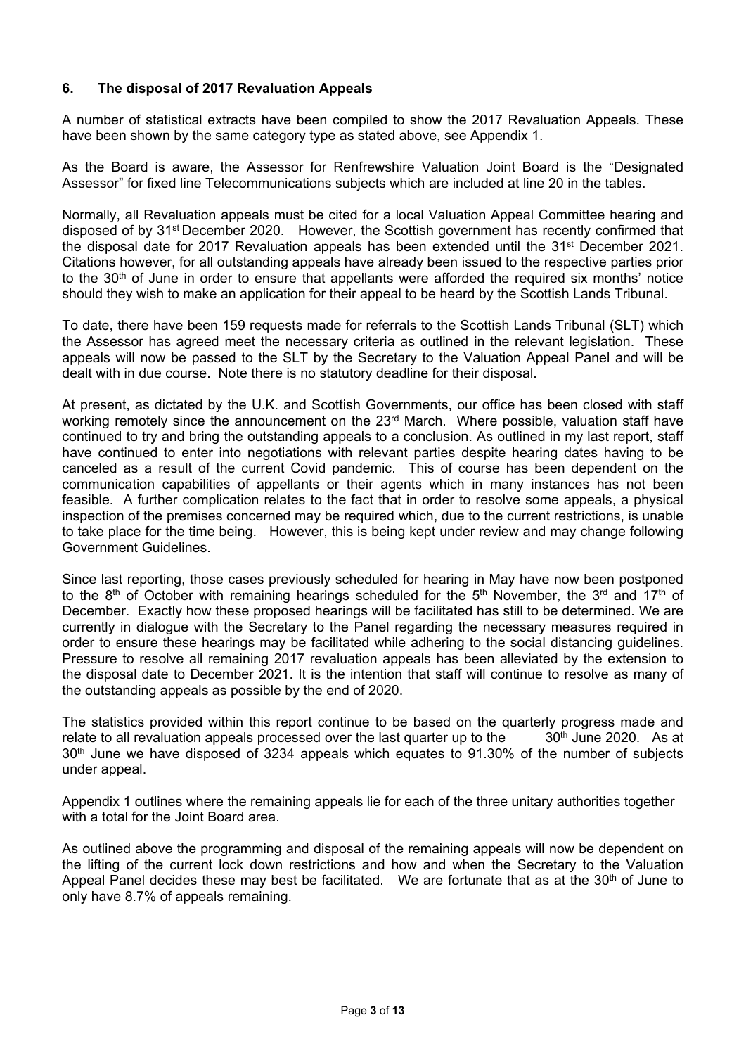### 6. The disposal of 2017 Revaluation Appeals

A number of statistical extracts have been compiled to show the 2017 Revaluation Appeals. These have been shown by the same category type as stated above, see Appendix 1.

As the Board is aware, the Assessor for Renfrewshire Valuation Joint Board is the "Designated Assessor" for fixed line Telecommunications subjects which are included at line 20 in the tables.

Normally, all Revaluation appeals must be cited for a local Valuation Appeal Committee hearing and disposed of by 31st December 2020. However, the Scottish government has recently confirmed that the disposal date for 2017 Revaluation appeals has been extended until the 31st December 2021. Citations however, for all outstanding appeals have already been issued to the respective parties prior to the 30th of June in order to ensure that appellants were afforded the required six months' notice should they wish to make an application for their appeal to be heard by the Scottish Lands Tribunal.

To date, there have been 159 requests made for referrals to the Scottish Lands Tribunal (SLT) which the Assessor has agreed meet the necessary criteria as outlined in the relevant legislation. These appeals will now be passed to the SLT by the Secretary to the Valuation Appeal Panel and will be dealt with in due course. Note there is no statutory deadline for their disposal.

At present, as dictated by the U.K. and Scottish Governments, our office has been closed with staff working remotely since the announcement on the 23rd March. Where possible, valuation staff have continued to try and bring the outstanding appeals to a conclusion. As outlined in my last report, staff have continued to enter into negotiations with relevant parties despite hearing dates having to be canceled as a result of the current Covid pandemic. This of course has been dependent on the communication capabilities of appellants or their agents which in many instances has not been feasible. A further complication relates to the fact that in order to resolve some appeals, a physical inspection of the premises concerned may be required which, due to the current restrictions, is unable to take place for the time being. However, this is being kept under review and may change following Government Guidelines.

Since last reporting, those cases previously scheduled for hearing in May have now been postponed to the 8th of October with remaining hearings scheduled for the 5th November, the 3rd and 17th of December. Exactly how these proposed hearings will be facilitated has still to be determined. We are currently in dialogue with the Secretary to the Panel regarding the necessary measures required in order to ensure these hearings may be facilitated while adhering to the social distancing guidelines. Pressure to resolve all remaining 2017 revaluation appeals has been alleviated by the extension to the disposal date to December 2021. It is the intention that staff will continue to resolve as many of the outstanding appeals as possible by the end of 2020.

The statistics provided within this report continue to be based on the quarterly progress made and relate to all revaluation appeals processed over the last quarter up to the 30th June 2020. As at 30th June we have disposed of 3234 appeals which equates to 91.30% of the number of subjects under appeal.

Appendix 1 outlines where the remaining appeals lie for each of the three unitary authorities together with a total for the Joint Board area.

As outlined above the programming and disposal of the remaining appeals will now be dependent on the lifting of the current lock down restrictions and how and when the Secretary to the Valuation Appeal Panel decides these may best be facilitated. We are fortunate that as at the 30th of June to only have 8.7% of appeals remaining.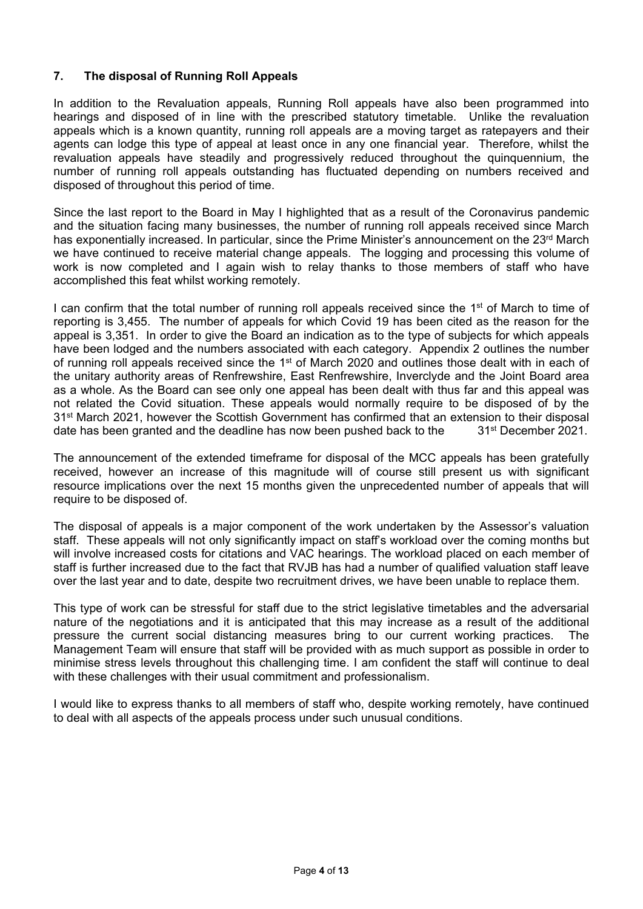## 7. The disposal of Running Roll Appeals

In addition to the Revaluation appeals, Running Roll appeals have also been programmed into hearings and disposed of in line with the prescribed statutory timetable. Unlike the revaluation appeals which is a known quantity, running roll appeals are a moving target as ratepayers and their agents can lodge this type of appeal at least once in any one financial year. Therefore, whilst the revaluation appeals have steadily and progressively reduced throughout the quinquennium, the number of running roll appeals outstanding has fluctuated depending on numbers received and disposed of throughout this period of time.

Since the last report to the Board in May I highlighted that as a result of the Coronavirus pandemic and the situation facing many businesses, the number of running roll appeals received since March has exponentially increased. In particular, since the Prime Minister's announcement on the 23rd March we have continued to receive material change appeals. The logging and processing this volume of work is now completed and I again wish to relay thanks to those members of staff who have accomplished this feat whilst working remotely.

I can confirm that the total number of running roll appeals received since the 1st of March to time of reporting is 3,455. The number of appeals for which Covid 19 has been cited as the reason for the appeal is 3,351. In order to give the Board an indication as to the type of subjects for which appeals have been lodged and the numbers associated with each category. Appendix 2 outlines the number of running roll appeals received since the 1st of March 2020 and outlines those dealt with in each of the unitary authority areas of Renfrewshire, East Renfrewshire, Inverclyde and the Joint Board area as a whole. As the Board can see only one appeal has been dealt with thus far and this appeal was not related the Covid situation. These appeals would normally require to be disposed of by the 31st March 2021, however the Scottish Government has confirmed that an extension to their disposal date has been granted and the deadline has now been pushed back to the 31st December 2021.

The announcement of the extended timeframe for disposal of the MCC appeals has been gratefully received, however an increase of this magnitude will of course still present us with significant resource implications over the next 15 months given the unprecedented number of appeals that will require to be disposed of.

The disposal of appeals is a major component of the work undertaken by the Assessor's valuation staff. These appeals will not only significantly impact on staff's workload over the coming months but will involve increased costs for citations and VAC hearings. The workload placed on each member of staff is further increased due to the fact that RVJB has had a number of qualified valuation staff leave over the last year and to date, despite two recruitment drives, we have been unable to replace them.

This type of work can be stressful for staff due to the strict legislative timetables and the adversarial nature of the negotiations and it is anticipated that this may increase as a result of the additional pressure the current social distancing measures bring to our current working practices. The Management Team will ensure that staff will be provided with as much support as possible in order to minimise stress levels throughout this challenging time. I am confident the staff will continue to deal with these challenges with their usual commitment and professionalism.

I would like to express thanks to all members of staff who, despite working remotely, have continued to deal with all aspects of the appeals process under such unusual conditions.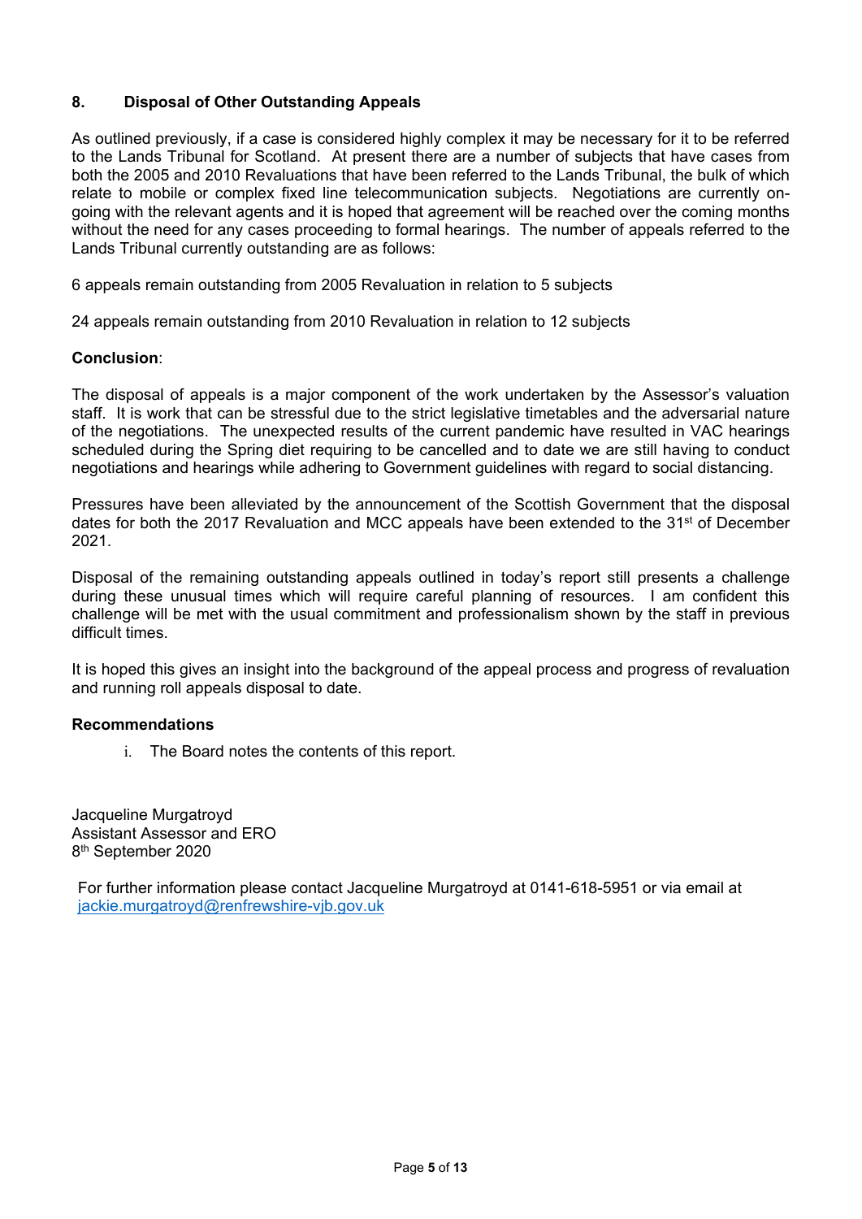## 8. Disposal of Other Outstanding Appeals

As outlined previously, if a case is considered highly complex it may be necessary for it to be referred to the Lands Tribunal for Scotland. At present there are a number of subjects that have cases from both the 2005 and 2010 Revaluations that have been referred to the Lands Tribunal, the bulk of which relate to mobile or complex fixed line telecommunication subjects. Negotiations are currently on-going with the relevant agents and it is hoped that agreement will be reached over the coming months without the need for any cases proceeding to formal hearings. The number of appeals referred to the Lands Tribunal currently outstanding are as follows:

6 appeals remain outstanding from 2005 Revaluation in relation to 5 subjects

24 appeals remain outstanding from 2010 Revaluation in relation to 12 subjects

**Conclusion**:

The disposal of appeals is a major component of the work undertaken by the Assessor's valuation staff. It is work that can be stressful due to the strict legislative timetables and the adversarial nature of the negotiations. The unexpected results of the current pandemic have resulted in VAC hearings scheduled during the Spring diet requiring to be cancelled and to date we are still having to conduct negotiations and hearings while adhering to Government guidelines with regard to social distancing.

Pressures have been alleviated by the announcement of the Scottish Government that the disposal dates for both the 2017 Revaluation and MCC appeals have been extended to the 31st of December 2021.

Disposal of the remaining outstanding appeals outlined in today's report still presents a challenge during these unusual times which will require careful planning of resources. I am confident this challenge will be met with the usual commitment and professionalism shown by the staff in previous difficult times.

It is hoped this gives an insight into the background of the appeal process and progress of revaluation and running roll appeals disposal to date.

**Recommendations**

i. The Board notes the contents of this report.

Jacqueline Murgatroyd
Assistant Assessor and ERO
8th September 2020

For further information please contact Jacqueline Murgatroyd at 0141-618-5951 or via email at jackie.murgatroyd@renfrewshire-vjb.gov.uk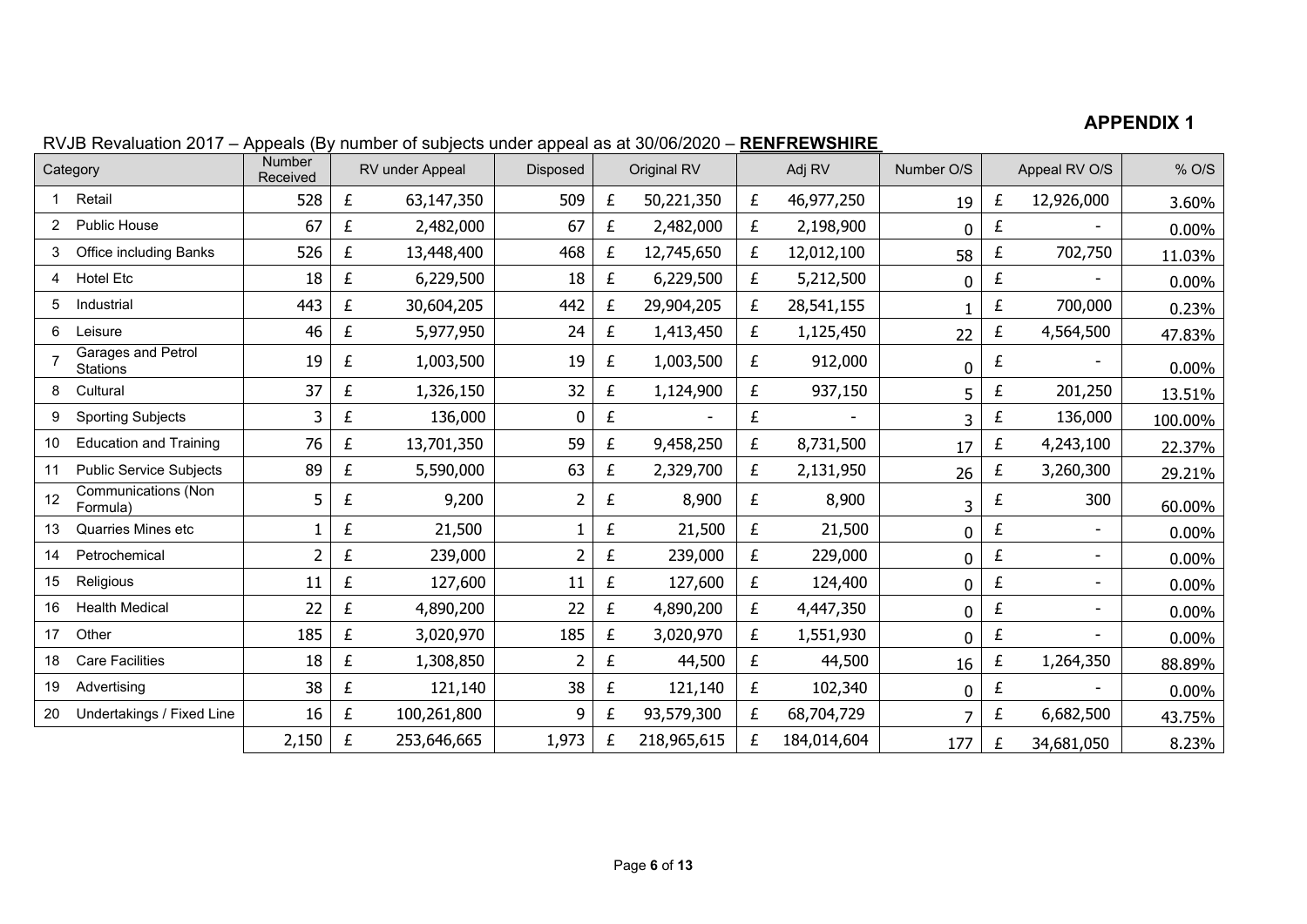**APPENDIX 1**

RVJB Revaluation 2017 – Appeals (By number of subjects under appeal as at 30/06/2020 – **RENFREWSHIRE**

| | Category | Number Received | RV under Appeal | Disposed | Original RV | Adj RV | Number O/S | Appeal RV O/S | % O/S |
|---|---|---|---|---|---|---|---|---|---|
| 1 | Retail | 528 | £ 63,147,350 | 509 | £ 50,221,350 | £ 46,977,250 | 19 | £ 12,926,000 | 3.60% |
| 2 | Public House | 67 | £ 2,482,000 | 67 | £ 2,482,000 | £ 2,198,900 | 0 | £ - | 0.00% |
| 3 | Office including Banks | 526 | £ 13,448,400 | 468 | £ 12,745,650 | £ 12,012,100 | 58 | £ 702,750 | 11.03% |
| 4 | Hotel Etc | 18 | £ 6,229,500 | 18 | £ 6,229,500 | £ 5,212,500 | 0 | £ - | 0.00% |
| 5 | Industrial | 443 | £ 30,604,205 | 442 | £ 29,904,205 | £ 28,541,155 | 1 | £ 700,000 | 0.23% |
| 6 | Leisure | 46 | £ 5,977,950 | 24 | £ 1,413,450 | £ 1,125,450 | 22 | £ 4,564,500 | 47.83% |
| 7 | Garages and Petrol Stations | 19 | £ 1,003,500 | 19 | £ 1,003,500 | £ 912,000 | 0 | £ - | 0.00% |
| 8 | Cultural | 37 | £ 1,326,150 | 32 | £ 1,124,900 | £ 937,150 | 5 | £ 201,250 | 13.51% |
| 9 | Sporting Subjects | 3 | £ 136,000 | 0 | £ - | £ - | 3 | £ 136,000 | 100.00% |
| 10 | Education and Training | 76 | £ 13,701,350 | 59 | £ 9,458,250 | £ 8,731,500 | 17 | £ 4,243,100 | 22.37% |
| 11 | Public Service Subjects | 89 | £ 5,590,000 | 63 | £ 2,329,700 | £ 2,131,950 | 26 | £ 3,260,300 | 29.21% |
| 12 | Communications (Non Formula) | 5 | £ 9,200 | 2 | £ 8,900 | £ 8,900 | 3 | £ 300 | 60.00% |
| 13 | Quarries Mines etc | 1 | £ 21,500 | 1 | £ 21,500 | £ 21,500 | 0 | £ - | 0.00% |
| 14 | Petrochemical | 2 | £ 239,000 | 2 | £ 239,000 | £ 229,000 | 0 | £ - | 0.00% |
| 15 | Religious | 11 | £ 127,600 | 11 | £ 127,600 | £ 124,400 | 0 | £ - | 0.00% |
| 16 | Health Medical | 22 | £ 4,890,200 | 22 | £ 4,890,200 | £ 4,447,350 | 0 | £ - | 0.00% |
| 17 | Other | 185 | £ 3,020,970 | 185 | £ 3,020,970 | £ 1,551,930 | 0 | £ - | 0.00% |
| 18 | Care Facilities | 18 | £ 1,308,850 | 2 | £ 44,500 | £ 44,500 | 16 | £ 1,264,350 | 88.89% |
| 19 | Advertising | 38 | £ 121,140 | 38 | £ 121,140 | £ 102,340 | 0 | £ - | 0.00% |
| 20 | Undertakings / Fixed Line | 16 | £ 100,261,800 | 9 | £ 93,579,300 | £ 68,704,729 | 7 | £ 6,682,500 | 43.75% |
| | | 2,150 | £ 253,646,665 | 1,973 | £ 218,965,615 | £ 184,014,604 | 177 | £ 34,681,050 | 8.23% |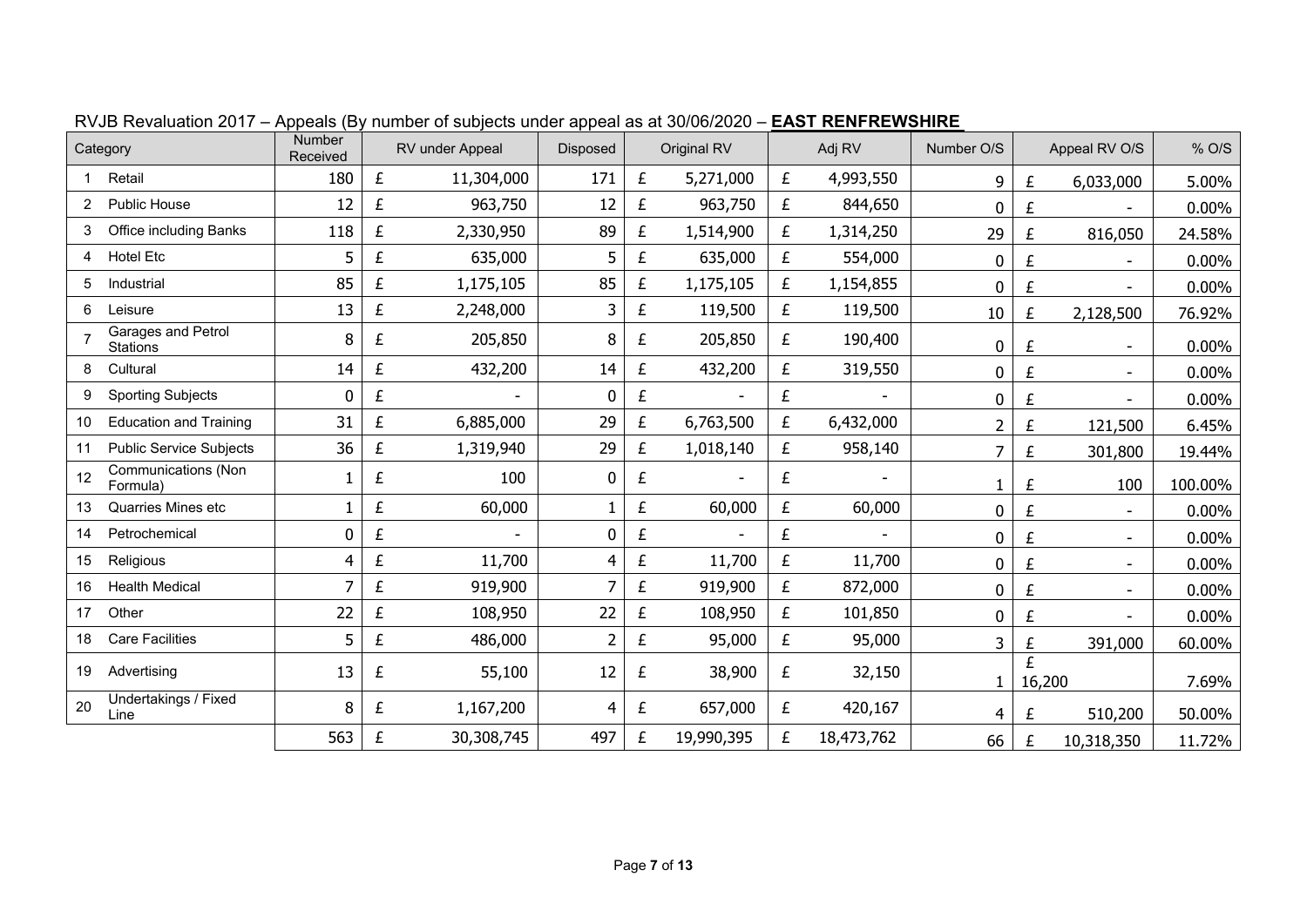RVJB Revaluation 2017 – Appeals (By number of subjects under appeal as at 30/06/2020 – **EAST RENFREWSHIRE**

| Category | | Number Received | RV under Appeal | Disposed | Original RV | Adj RV | Number O/S | Appeal RV O/S | % O/S |
|---|---|---|---|---|---|---|---|---|---|
| 1 | Retail | 180 | £ 11,304,000 | 171 | £ 5,271,000 | £ 4,993,550 | 9 | £ 6,033,000 | 5.00% |
| 2 | Public House | 12 | £ 963,750 | 12 | £ 963,750 | £ 844,650 | 0 | £ - | 0.00% |
| 3 | Office including Banks | 118 | £ 2,330,950 | 89 | £ 1,514,900 | £ 1,314,250 | 29 | £ 816,050 | 24.58% |
| 4 | Hotel Etc | 5 | £ 635,000 | 5 | £ 635,000 | £ 554,000 | 0 | £ - | 0.00% |
| 5 | Industrial | 85 | £ 1,175,105 | 85 | £ 1,175,105 | £ 1,154,855 | 0 | £ - | 0.00% |
| 6 | Leisure | 13 | £ 2,248,000 | 3 | £ 119,500 | £ 119,500 | 10 | £ 2,128,500 | 76.92% |
| 7 | Garages and Petrol Stations | 8 | £ 205,850 | 8 | £ 205,850 | £ 190,400 | 0 | £ - | 0.00% |
| 8 | Cultural | 14 | £ 432,200 | 14 | £ 432,200 | £ 319,550 | 0 | £ - | 0.00% |
| 9 | Sporting Subjects | 0 | £ - | 0 | £ - | £ - | 0 | £ - | 0.00% |
| 10 | Education and Training | 31 | £ 6,885,000 | 29 | £ 6,763,500 | £ 6,432,000 | 2 | £ 121,500 | 6.45% |
| 11 | Public Service Subjects | 36 | £ 1,319,940 | 29 | £ 1,018,140 | £ 958,140 | 7 | £ 301,800 | 19.44% |
| 12 | Communications (Non Formula) | 1 | £ 100 | 0 | £ - | £ - | 1 | £ 100 | 100.00% |
| 13 | Quarries Mines etc | 1 | £ 60,000 | 1 | £ 60,000 | £ 60,000 | 0 | £ - | 0.00% |
| 14 | Petrochemical | 0 | £ - | 0 | £ - | £ - | 0 | £ - | 0.00% |
| 15 | Religious | 4 | £ 11,700 | 4 | £ 11,700 | £ 11,700 | 0 | £ - | 0.00% |
| 16 | Health Medical | 7 | £ 919,900 | 7 | £ 919,900 | £ 872,000 | 0 | £ - | 0.00% |
| 17 | Other | 22 | £ 108,950 | 22 | £ 108,950 | £ 101,850 | 0 | £ - | 0.00% |
| 18 | Care Facilities | 5 | £ 486,000 | 2 | £ 95,000 | £ 95,000 | 3 | £ 391,000 | 60.00% |
| 19 | Advertising | 13 | £ 55,100 | 12 | £ 38,900 | £ 32,150 | 1 | £ 16,200 | 7.69% |
| 20 | Undertakings / Fixed Line | 8 | £ 1,167,200 | 4 | £ 657,000 | £ 420,167 | 4 | £ 510,200 | 50.00% |
| | | 563 | £ 30,308,745 | 497 | £ 19,990,395 | £ 18,473,762 | 66 | £ 10,318,350 | 11.72% |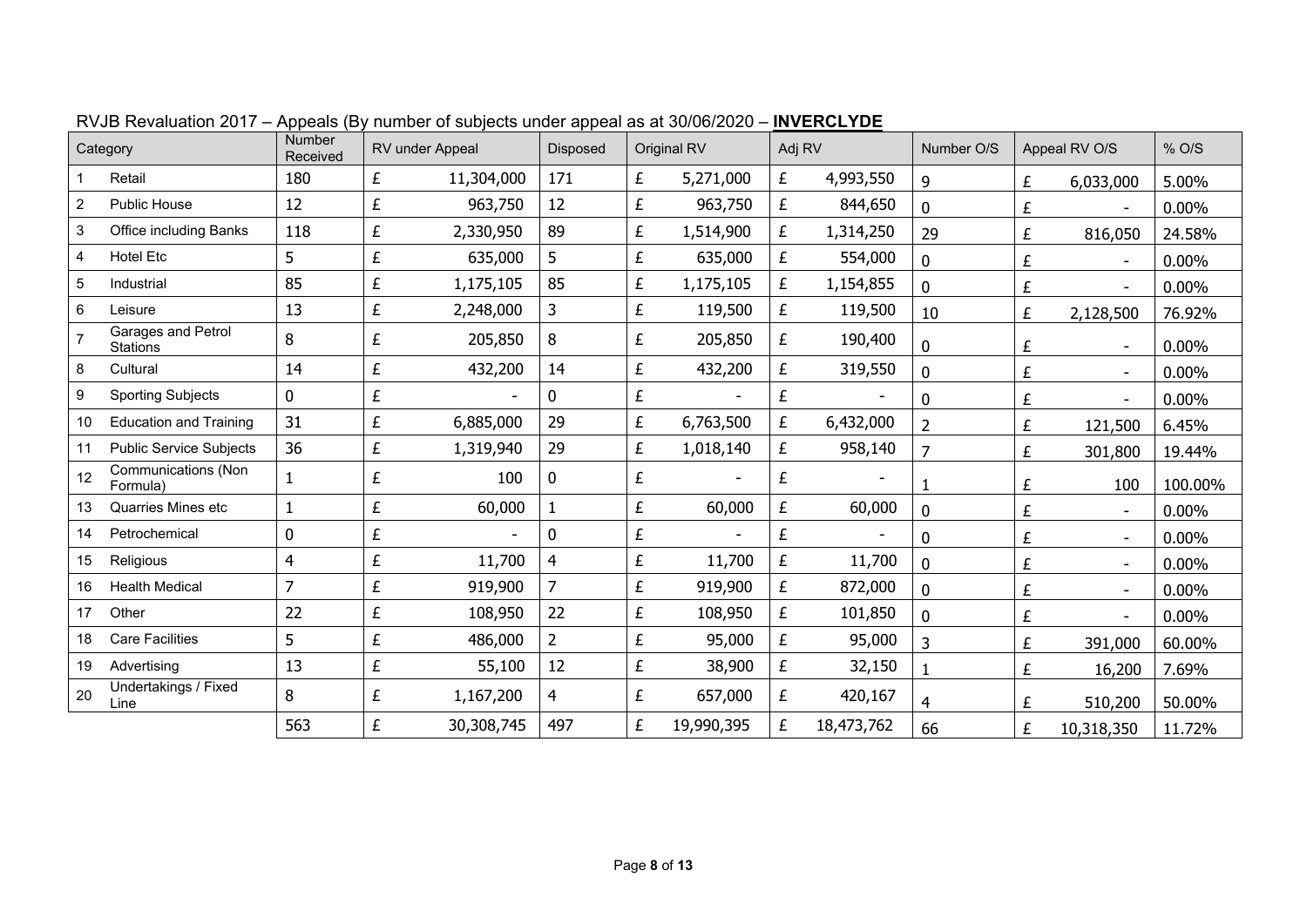RVJB Revaluation 2017 – Appeals (By number of subjects under appeal as at 30/06/2020 – **INVERCLYDE**

| | Category | Number Received | RV under Appeal | Disposed | Original RV | Adj RV | Number O/S | Appeal RV O/S | % O/S |
|---|---|---|---|---|---|---|---|---|---|
| 1 | Retail | 180 | £ 11,304,000 | 171 | £ 5,271,000 | £ 4,993,550 | 9 | £ 6,033,000 | 5.00% |
| 2 | Public House | 12 | £ 963,750 | 12 | £ 963,750 | £ 844,650 | 0 | £ - | 0.00% |
| 3 | Office including Banks | 118 | £ 2,330,950 | 89 | £ 1,514,900 | £ 1,314,250 | 29 | £ 816,050 | 24.58% |
| 4 | Hotel Etc | 5 | £ 635,000 | 5 | £ 635,000 | £ 554,000 | 0 | £ - | 0.00% |
| 5 | Industrial | 85 | £ 1,175,105 | 85 | £ 1,175,105 | £ 1,154,855 | 0 | £ - | 0.00% |
| 6 | Leisure | 13 | £ 2,248,000 | 3 | £ 119,500 | £ 119,500 | 10 | £ 2,128,500 | 76.92% |
| 7 | Garages and Petrol Stations | 8 | £ 205,850 | 8 | £ 205,850 | £ 190,400 | 0 | £ - | 0.00% |
| 8 | Cultural | 14 | £ 432,200 | 14 | £ 432,200 | £ 319,550 | 0 | £ - | 0.00% |
| 9 | Sporting Subjects | 0 | £ - | 0 | £ - | £ - | 0 | £ - | 0.00% |
| 10 | Education and Training | 31 | £ 6,885,000 | 29 | £ 6,763,500 | £ 6,432,000 | 2 | £ 121,500 | 6.45% |
| 11 | Public Service Subjects | 36 | £ 1,319,940 | 29 | £ 1,018,140 | £ 958,140 | 7 | £ 301,800 | 19.44% |
| 12 | Communications (Non Formula) | 1 | £ 100 | 0 | £ - | £ - | 1 | £ 100 | 100.00% |
| 13 | Quarries Mines etc | 1 | £ 60,000 | 1 | £ 60,000 | £ 60,000 | 0 | £ - | 0.00% |
| 14 | Petrochemical | 0 | £ - | 0 | £ - | £ - | 0 | £ - | 0.00% |
| 15 | Religious | 4 | £ 11,700 | 4 | £ 11,700 | £ 11,700 | 0 | £ - | 0.00% |
| 16 | Health Medical | 7 | £ 919,900 | 7 | £ 919,900 | £ 872,000 | 0 | £ - | 0.00% |
| 17 | Other | 22 | £ 108,950 | 22 | £ 108,950 | £ 101,850 | 0 | £ - | 0.00% |
| 18 | Care Facilities | 5 | £ 486,000 | 2 | £ 95,000 | £ 95,000 | 3 | £ 391,000 | 60.00% |
| 19 | Advertising | 13 | £ 55,100 | 12 | £ 38,900 | £ 32,150 | 1 | £ 16,200 | 7.69% |
| 20 | Undertakings / Fixed Line | 8 | £ 1,167,200 | 4 | £ 657,000 | £ 420,167 | 4 | £ 510,200 | 50.00% |
| | | 563 | £ 30,308,745 | 497 | £ 19,990,395 | £ 18,473,762 | 66 | £ 10,318,350 | 11.72% |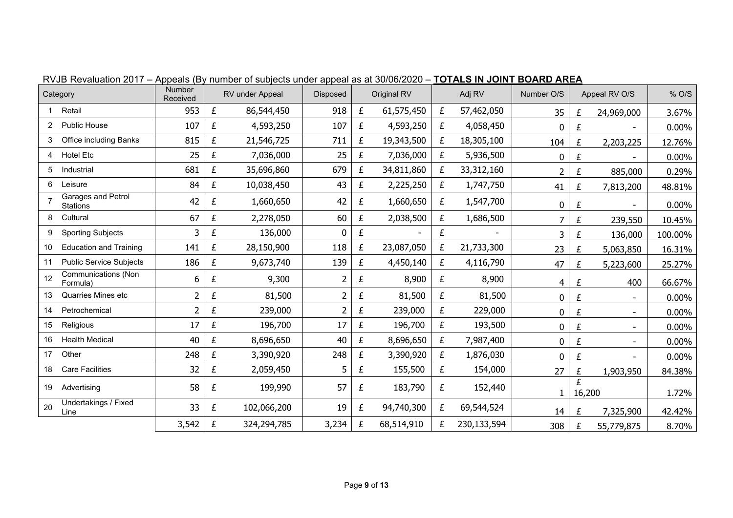## RVJB Revaluation 2017 – Appeals (By number of subjects under appeal as at 30/06/2020 – **TOTALS IN JOINT BOARD AREA**

| | Category | Number Received | RV under Appeal | Disposed | Original RV | Adj RV | Number O/S | Appeal RV O/S | % O/S |
|---|---|---|---|---|---|---|---|---|---|
| 1 | Retail | 953 | £ 86,544,450 | 918 | £ 61,575,450 | £ 57,462,050 | 35 | £ 24,969,000 | 3.67% |
| 2 | Public House | 107 | £ 4,593,250 | 107 | £ 4,593,250 | £ 4,058,450 | 0 | £ - | 0.00% |
| 3 | Office including Banks | 815 | £ 21,546,725 | 711 | £ 19,343,500 | £ 18,305,100 | 104 | £ 2,203,225 | 12.76% |
| 4 | Hotel Etc | 25 | £ 7,036,000 | 25 | £ 7,036,000 | £ 5,936,500 | 0 | £ - | 0.00% |
| 5 | Industrial | 681 | £ 35,696,860 | 679 | £ 34,811,860 | £ 33,312,160 | 2 | £ 885,000 | 0.29% |
| 6 | Leisure | 84 | £ 10,038,450 | 43 | £ 2,225,250 | £ 1,747,750 | 41 | £ 7,813,200 | 48.81% |
| 7 | Garages and Petrol Stations | 42 | £ 1,660,650 | 42 | £ 1,660,650 | £ 1,547,700 | 0 | £ - | 0.00% |
| 8 | Cultural | 67 | £ 2,278,050 | 60 | £ 2,038,500 | £ 1,686,500 | 7 | £ 239,550 | 10.45% |
| 9 | Sporting Subjects | 3 | £ 136,000 | 0 | £ - | £ - | 3 | £ 136,000 | 100.00% |
| 10 | Education and Training | 141 | £ 28,150,900 | 118 | £ 23,087,050 | £ 21,733,300 | 23 | £ 5,063,850 | 16.31% |
| 11 | Public Service Subjects | 186 | £ 9,673,740 | 139 | £ 4,450,140 | £ 4,116,790 | 47 | £ 5,223,600 | 25.27% |
| 12 | Communications (Non Formula) | 6 | £ 9,300 | 2 | £ 8,900 | £ 8,900 | 4 | £ 400 | 66.67% |
| 13 | Quarries Mines etc | 2 | £ 81,500 | 2 | £ 81,500 | £ 81,500 | 0 | £ - | 0.00% |
| 14 | Petrochemical | 2 | £ 239,000 | 2 | £ 239,000 | £ 229,000 | 0 | £ - | 0.00% |
| 15 | Religious | 17 | £ 196,700 | 17 | £ 196,700 | £ 193,500 | 0 | £ - | 0.00% |
| 16 | Health Medical | 40 | £ 8,696,650 | 40 | £ 8,696,650 | £ 7,987,400 | 0 | £ - | 0.00% |
| 17 | Other | 248 | £ 3,390,920 | 248 | £ 3,390,920 | £ 1,876,030 | 0 | £ - | 0.00% |
| 18 | Care Facilities | 32 | £ 2,059,450 | 5 | £ 155,500 | £ 154,000 | 27 | £ 1,903,950 | 84.38% |
| 19 | Advertising | 58 | £ 199,990 | 57 | £ 183,790 | £ 152,440 | 1 | £ 16,200 | 1.72% |
| 20 | Undertakings / Fixed Line | 33 | £ 102,066,200 | 19 | £ 94,740,300 | £ 69,544,524 | 14 | £ 7,325,900 | 42.42% |
| | | 3,542 | £ 324,294,785 | 3,234 | £ 68,514,910 | £ 230,133,594 | 308 | £ 55,779,875 | 8.70% |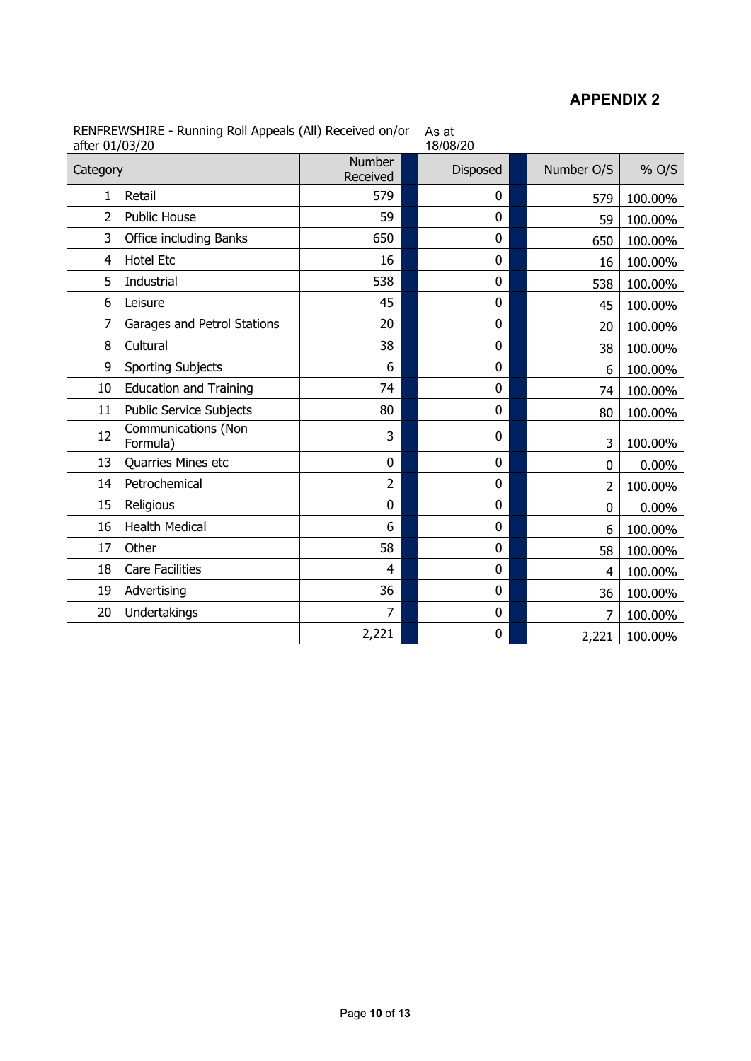## APPENDIX 2

RENFREWSHIRE - Running Roll Appeals (All) Received on/or after 01/03/20 | As at 18/08/20

| Category | | Number Received | Disposed | Number O/S | % O/S |
|---|---|---|---|---|---|
| 1 | Retail | 579 | 0 | 579 | 100.00% |
| 2 | Public House | 59 | 0 | 59 | 100.00% |
| 3 | Office including Banks | 650 | 0 | 650 | 100.00% |
| 4 | Hotel Etc | 16 | 0 | 16 | 100.00% |
| 5 | Industrial | 538 | 0 | 538 | 100.00% |
| 6 | Leisure | 45 | 0 | 45 | 100.00% |
| 7 | Garages and Petrol Stations | 20 | 0 | 20 | 100.00% |
| 8 | Cultural | 38 | 0 | 38 | 100.00% |
| 9 | Sporting Subjects | 6 | 0 | 6 | 100.00% |
| 10 | Education and Training | 74 | 0 | 74 | 100.00% |
| 11 | Public Service Subjects | 80 | 0 | 80 | 100.00% |
| 12 | Communications (Non Formula) | 3 | 0 | 3 | 100.00% |
| 13 | Quarries Mines etc | 0 | 0 | 0 | 0.00% |
| 14 | Petrochemical | 2 | 0 | 2 | 100.00% |
| 15 | Religious | 0 | 0 | 0 | 0.00% |
| 16 | Health Medical | 6 | 0 | 6 | 100.00% |
| 17 | Other | 58 | 0 | 58 | 100.00% |
| 18 | Care Facilities | 4 | 0 | 4 | 100.00% |
| 19 | Advertising | 36 | 0 | 36 | 100.00% |
| 20 | Undertakings | 7 | 0 | 7 | 100.00% |
| | | 2,221 | 0 | 2,221 | 100.00% |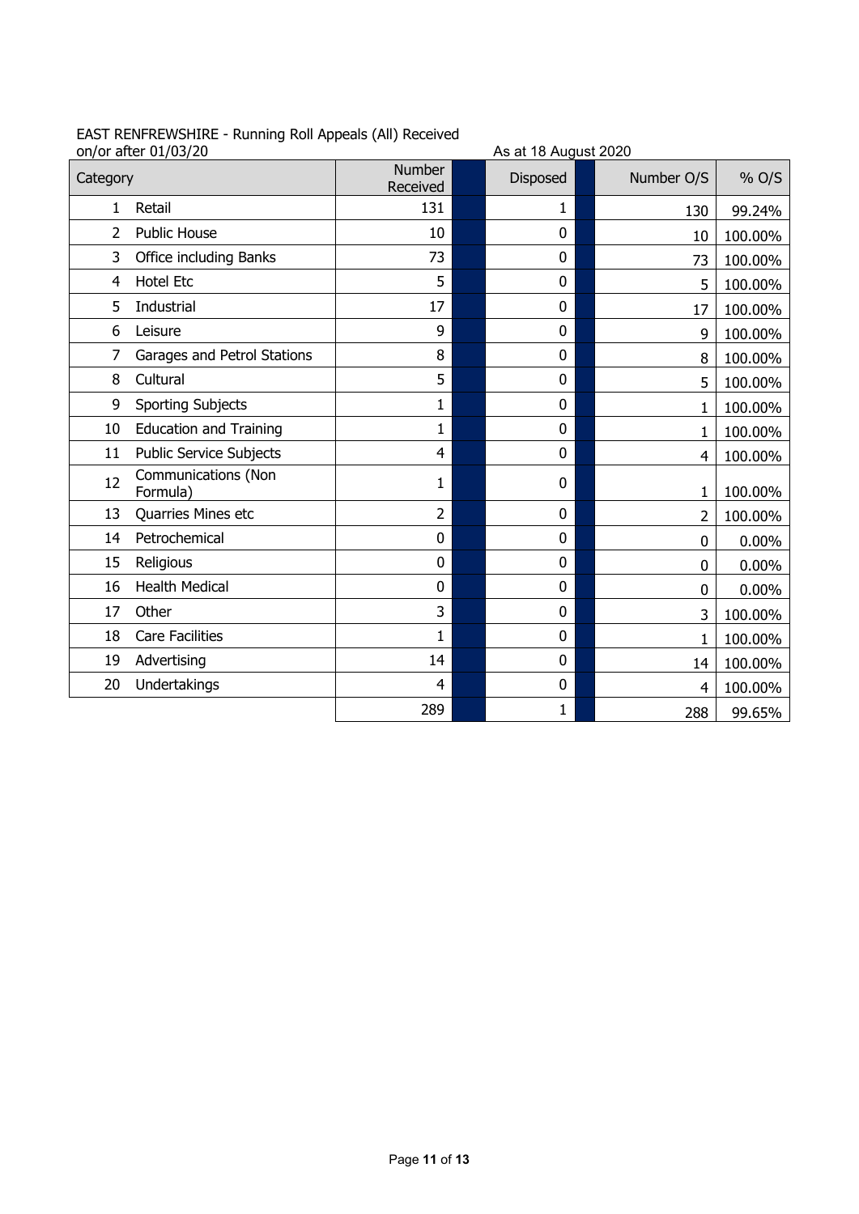EAST RENFREWSHIRE - Running Roll Appeals (All) Received on/or after 01/03/20

As at 18 August 2020

| Category | | Number Received | Disposed | Number O/S | % O/S |
|---|---|---|---|---|---|
| 1 | Retail | 131 | 1 | 130 | 99.24% |
| 2 | Public House | 10 | 0 | 10 | 100.00% |
| 3 | Office including Banks | 73 | 0 | 73 | 100.00% |
| 4 | Hotel Etc | 5 | 0 | 5 | 100.00% |
| 5 | Industrial | 17 | 0 | 17 | 100.00% |
| 6 | Leisure | 9 | 0 | 9 | 100.00% |
| 7 | Garages and Petrol Stations | 8 | 0 | 8 | 100.00% |
| 8 | Cultural | 5 | 0 | 5 | 100.00% |
| 9 | Sporting Subjects | 1 | 0 | 1 | 100.00% |
| 10 | Education and Training | 1 | 0 | 1 | 100.00% |
| 11 | Public Service Subjects | 4 | 0 | 4 | 100.00% |
| 12 | Communications (Non Formula) | 1 | 0 | 1 | 100.00% |
| 13 | Quarries Mines etc | 2 | 0 | 2 | 100.00% |
| 14 | Petrochemical | 0 | 0 | 0 | 0.00% |
| 15 | Religious | 0 | 0 | 0 | 0.00% |
| 16 | Health Medical | 0 | 0 | 0 | 0.00% |
| 17 | Other | 3 | 0 | 3 | 100.00% |
| 18 | Care Facilities | 1 | 0 | 1 | 100.00% |
| 19 | Advertising | 14 | 0 | 14 | 100.00% |
| 20 | Undertakings | 4 | 0 | 4 | 100.00% |
| | | 289 | 1 | 288 | 99.65% |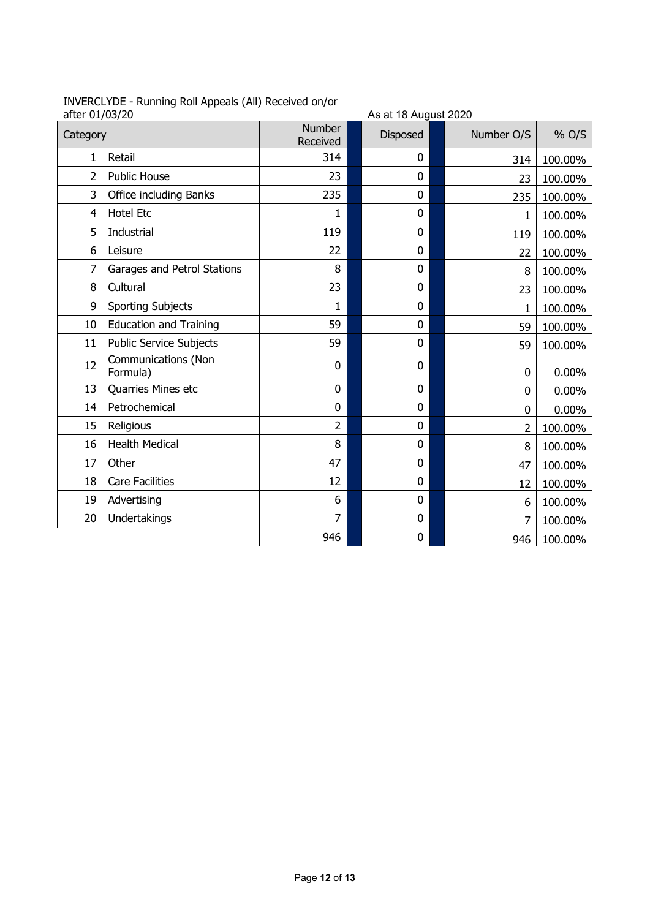INVERCLYDE - Running Roll Appeals (All) Received on/or after 01/03/20

As at 18 August 2020

| | Category | Number Received | Disposed | Number O/S | % O/S |
|---|---|---|---|---|---|
| 1 | Retail | 314 | 0 | 314 | 100.00% |
| 2 | Public House | 23 | 0 | 23 | 100.00% |
| 3 | Office including Banks | 235 | 0 | 235 | 100.00% |
| 4 | Hotel Etc | 1 | 0 | 1 | 100.00% |
| 5 | Industrial | 119 | 0 | 119 | 100.00% |
| 6 | Leisure | 22 | 0 | 22 | 100.00% |
| 7 | Garages and Petrol Stations | 8 | 0 | 8 | 100.00% |
| 8 | Cultural | 23 | 0 | 23 | 100.00% |
| 9 | Sporting Subjects | 1 | 0 | 1 | 100.00% |
| 10 | Education and Training | 59 | 0 | 59 | 100.00% |
| 11 | Public Service Subjects | 59 | 0 | 59 | 100.00% |
| 12 | Communications (Non Formula) | 0 | 0 | 0 | 0.00% |
| 13 | Quarries Mines etc | 0 | 0 | 0 | 0.00% |
| 14 | Petrochemical | 0 | 0 | 0 | 0.00% |
| 15 | Religious | 2 | 0 | 2 | 100.00% |
| 16 | Health Medical | 8 | 0 | 8 | 100.00% |
| 17 | Other | 47 | 0 | 47 | 100.00% |
| 18 | Care Facilities | 12 | 0 | 12 | 100.00% |
| 19 | Advertising | 6 | 0 | 6 | 100.00% |
| 20 | Undertakings | 7 | 0 | 7 | 100.00% |
| | | 946 | 0 | 946 | 100.00% |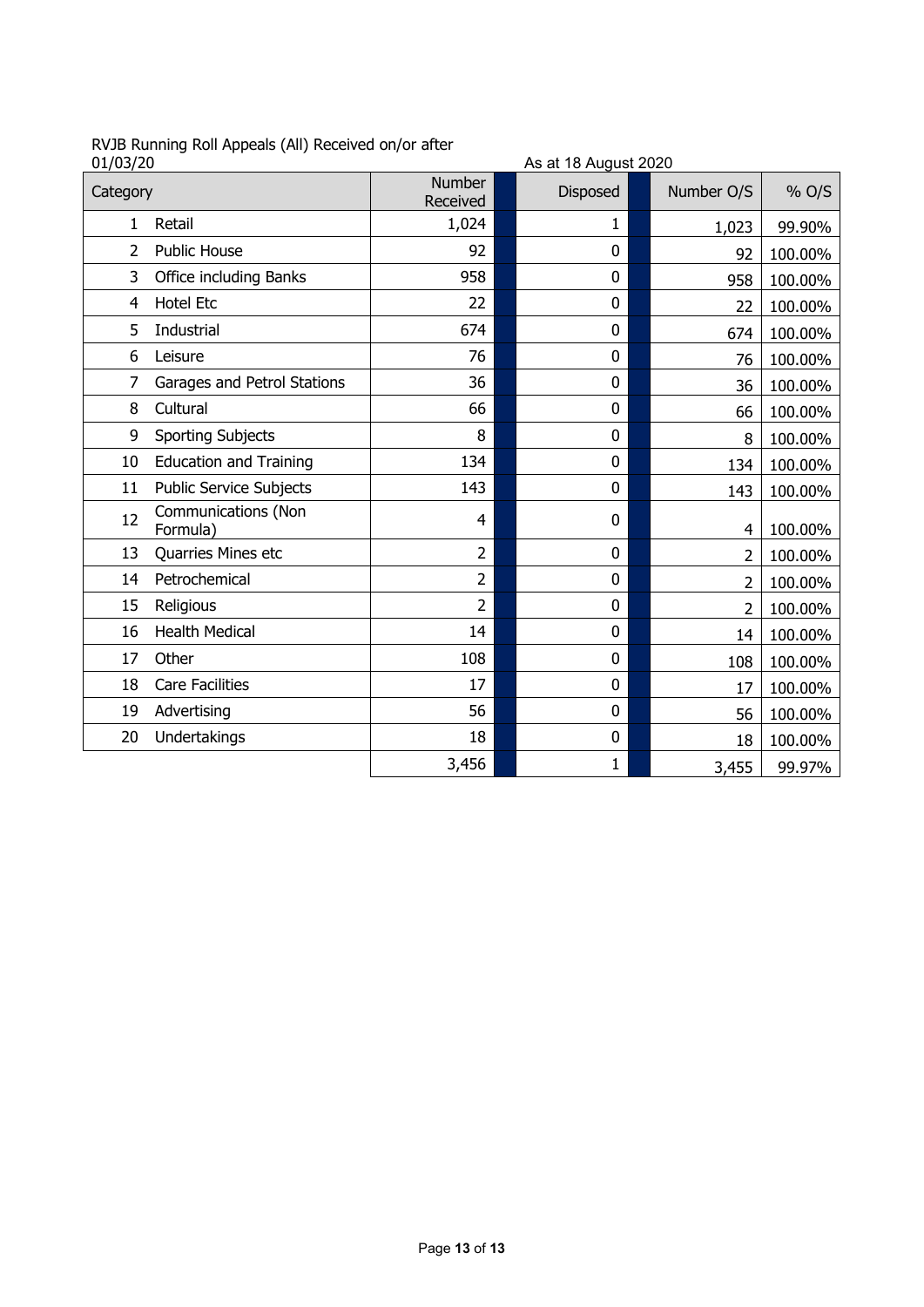RVJB Running Roll Appeals (All) Received on/or after 01/03/20

As at 18 August 2020

| Category | | Number Received | Disposed | Number O/S | % O/S |
|---|---|---|---|---|---|
| 1 | Retail | 1,024 | 1 | 1,023 | 99.90% |
| 2 | Public House | 92 | 0 | 92 | 100.00% |
| 3 | Office including Banks | 958 | 0 | 958 | 100.00% |
| 4 | Hotel Etc | 22 | 0 | 22 | 100.00% |
| 5 | Industrial | 674 | 0 | 674 | 100.00% |
| 6 | Leisure | 76 | 0 | 76 | 100.00% |
| 7 | Garages and Petrol Stations | 36 | 0 | 36 | 100.00% |
| 8 | Cultural | 66 | 0 | 66 | 100.00% |
| 9 | Sporting Subjects | 8 | 0 | 8 | 100.00% |
| 10 | Education and Training | 134 | 0 | 134 | 100.00% |
| 11 | Public Service Subjects | 143 | 0 | 143 | 100.00% |
| 12 | Communications (Non Formula) | 4 | 0 | 4 | 100.00% |
| 13 | Quarries Mines etc | 2 | 0 | 2 | 100.00% |
| 14 | Petrochemical | 2 | 0 | 2 | 100.00% |
| 15 | Religious | 2 | 0 | 2 | 100.00% |
| 16 | Health Medical | 14 | 0 | 14 | 100.00% |
| 17 | Other | 108 | 0 | 108 | 100.00% |
| 18 | Care Facilities | 17 | 0 | 17 | 100.00% |
| 19 | Advertising | 56 | 0 | 56 | 100.00% |
| 20 | Undertakings | 18 | 0 | 18 | 100.00% |
| | | 3,456 | 1 | 3,455 | 99.97% |